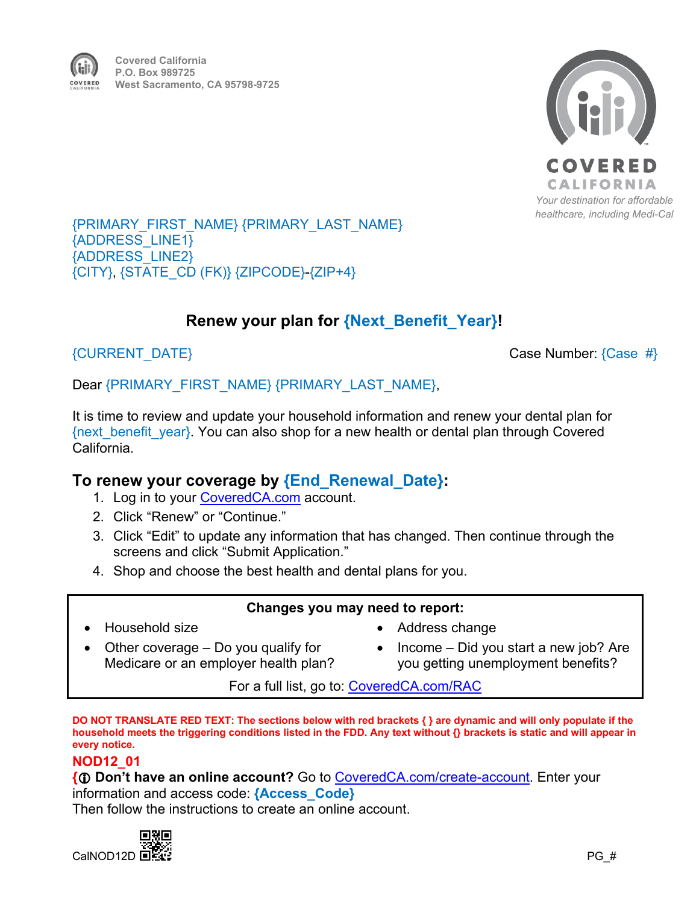Covered California
P.O. Box 989725
West Sacramento, CA 95798-9725

COVERED CALIFORNIA
*Your destination for affordable healthcare, including Medi-Cal*

{PRIMARY_FIRST_NAME} {PRIMARY_LAST_NAME}
{ADDRESS_LINE1}
{ADDRESS_LINE2}
{CITY}, {STATE_CD (FK)} {ZIPCODE}-{ZIP+4}

## Renew your plan for {Next_Benefit_Year}!

{CURRENT_DATE} Case Number: {Case #}

Dear {PRIMARY_FIRST_NAME} {PRIMARY_LAST_NAME},

It is time to review and update your household information and renew your dental plan for {next_benefit_year}. You can also shop for a new health or dental plan through Covered California.

### To renew your coverage by {End_Renewal_Date}:

1. Log in to your CoveredCA.com account.
2. Click "Renew" or "Continue."
3. Click "Edit" to update any information that has changed. Then continue through the screens and click "Submit Application."
4. Shop and choose the best health and dental plans for you.

**Changes you may need to report:**

- Household size
- Other coverage – Do you qualify for Medicare or an employer health plan?
- Address change
- Income – Did you start a new job? Are you getting unemployment benefits?

For a full list, go to: CoveredCA.com/RAC

**DO NOT TRANSLATE RED TEXT: The sections below with red brackets { } are dynamic and will only populate if the household meets the triggering conditions listed in the FDD. Any text without {} brackets is static and will appear in every notice.**

**NOD12_01**

{ⓘ **Don't have an online account?** Go to CoveredCA.com/create-account. Enter your information and access code: **{Access_Code}**
Then follow the instructions to create an online account.

CalNOD12D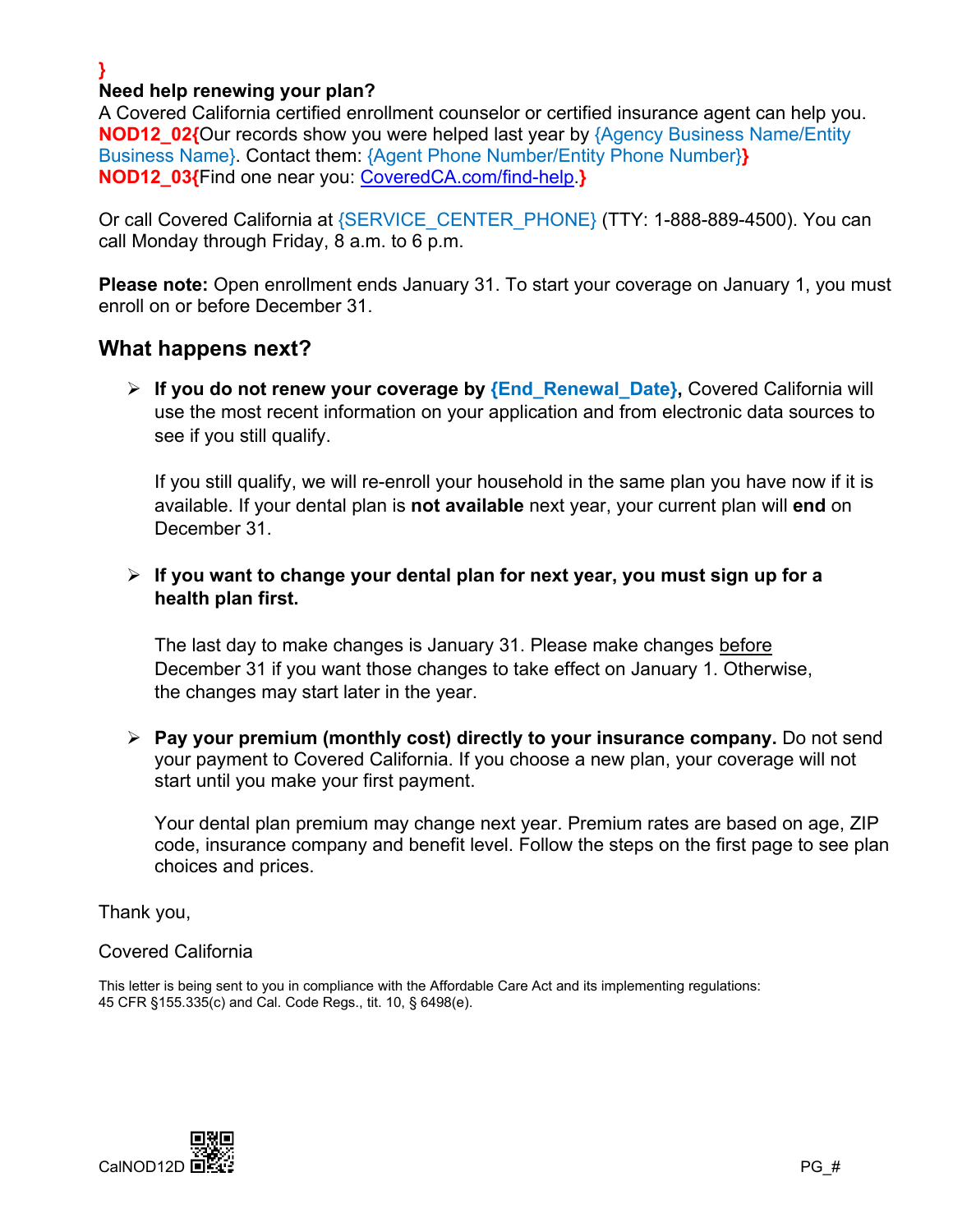}

**Need help renewing your plan?**

A Covered California certified enrollment counselor or certified insurance agent can help you. **NOD12_02{**Our records show you were helped last year by {Agency Business Name/Entity Business Name}. Contact them: {Agent Phone Number/Entity Phone Number}**}**

**NOD12_03{**Find one near you: CoveredCA.com/find-help.**}**

Or call Covered California at {SERVICE_CENTER_PHONE} (TTY: 1-888-889-4500). You can call Monday through Friday, 8 a.m. to 6 p.m.

**Please note:** Open enrollment ends January 31. To start your coverage on January 1, you must enroll on or before December 31.

## What happens next?

- **If you do not renew your coverage by {End_Renewal_Date},** Covered California will use the most recent information on your application and from electronic data sources to see if you still qualify.

  If you still qualify, we will re-enroll your household in the same plan you have now if it is available. If your dental plan is **not available** next year, your current plan will **end** on December 31.

- **If you want to change your dental plan for next year, you must sign up for a health plan first.**

  The last day to make changes is January 31. Please make changes before December 31 if you want those changes to take effect on January 1. Otherwise, the changes may start later in the year.

- **Pay your premium (monthly cost) directly to your insurance company.** Do not send your payment to Covered California. If you choose a new plan, your coverage will not start until you make your first payment.

  Your dental plan premium may change next year. Premium rates are based on age, ZIP code, insurance company and benefit level. Follow the steps on the first page to see plan choices and prices.

Thank you,

Covered California

This letter is being sent to you in compliance with the Affordable Care Act and its implementing regulations: 45 CFR §155.335(c) and Cal. Code Regs., tit. 10, § 6498(e).

CalNOD12D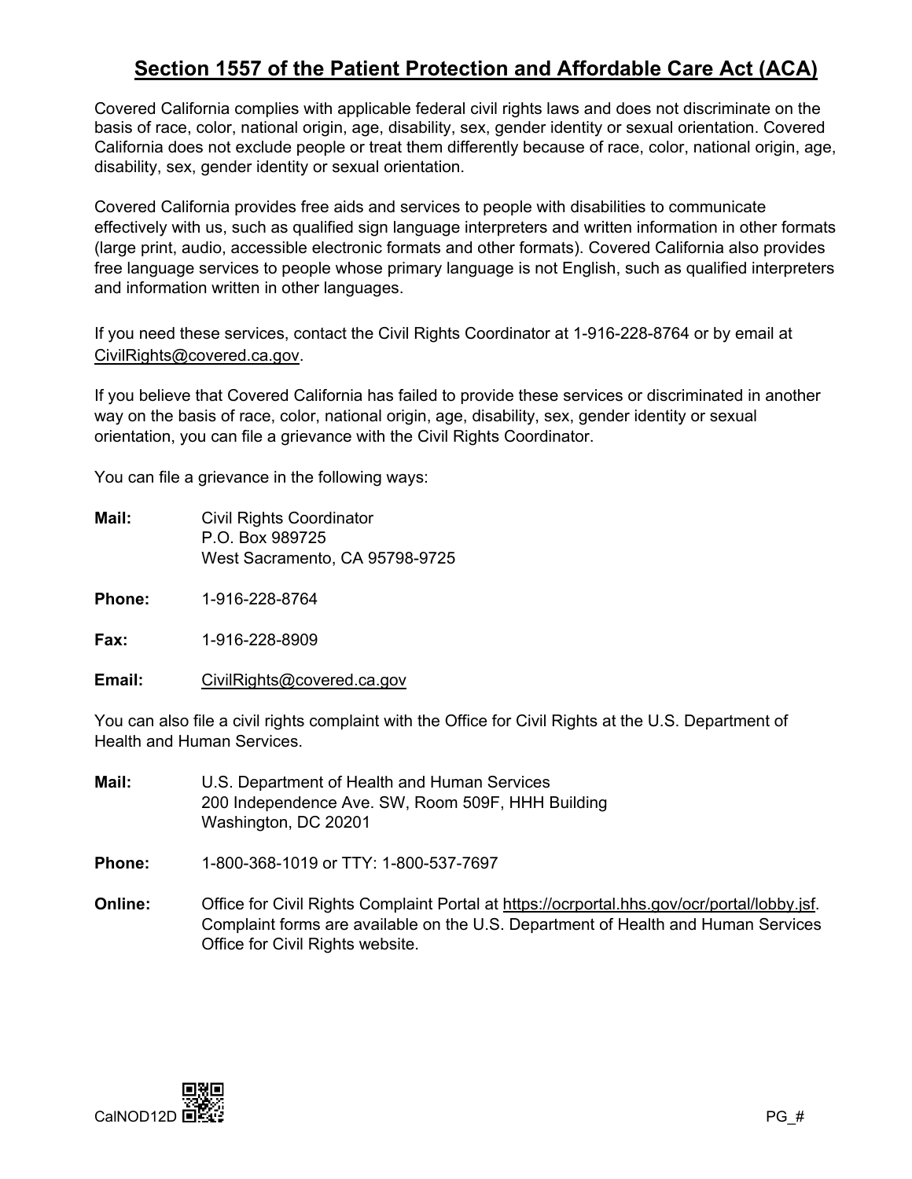# Section 1557 of the Patient Protection and Affordable Care Act (ACA)

Covered California complies with applicable federal civil rights laws and does not discriminate on the basis of race, color, national origin, age, disability, sex, gender identity or sexual orientation. Covered California does not exclude people or treat them differently because of race, color, national origin, age, disability, sex, gender identity or sexual orientation.

Covered California provides free aids and services to people with disabilities to communicate effectively with us, such as qualified sign language interpreters and written information in other formats (large print, audio, accessible electronic formats and other formats). Covered California also provides free language services to people whose primary language is not English, such as qualified interpreters and information written in other languages.

If you need these services, contact the Civil Rights Coordinator at 1-916-228-8764 or by email at CivilRights@covered.ca.gov.

If you believe that Covered California has failed to provide these services or discriminated in another way on the basis of race, color, national origin, age, disability, sex, gender identity or sexual orientation, you can file a grievance with the Civil Rights Coordinator.

You can file a grievance in the following ways:

**Mail:** Civil Rights Coordinator
P.O. Box 989725
West Sacramento, CA 95798-9725

**Phone:** 1-916-228-8764

**Fax:** 1-916-228-8909

**Email:** CivilRights@covered.ca.gov

You can also file a civil rights complaint with the Office for Civil Rights at the U.S. Department of Health and Human Services.

**Mail:** U.S. Department of Health and Human Services
200 Independence Ave. SW, Room 509F, HHH Building
Washington, DC 20201

**Phone:** 1-800-368-1019 or TTY: 1-800-537-7697

**Online:** Office for Civil Rights Complaint Portal at https://ocrportal.hhs.gov/ocr/portal/lobby.jsf. Complaint forms are available on the U.S. Department of Health and Human Services Office for Civil Rights website.

CalNOD12D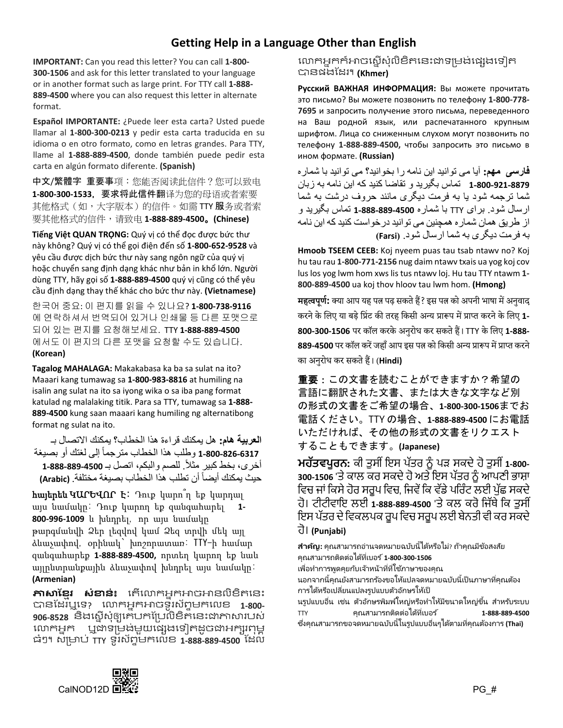# Getting Help in a Language Other than English

**IMPORTANT:** Can you read this letter? You can call **1-800-300-1506** and ask for this letter translated to your language or in another format such as large print. For TTY call **1-888-889-4500** where you can also request this letter in alternate format.

**Español IMPORTANTE:** ¿Puede leer esta carta? Usted puede llamar al **1-800-300-0213** y pedir esta carta traducida en su idioma o en otro formato, como en letras grandes. Para TTY, llame al **1-888-889-4500**, donde también puede pedir esta carta en algún formato diferente. **(Spanish)**

**中文/繁體字 重要事**项：您能否阅读此信件？您可以致电 **1-800-300-1533**，**要求将此信件翻**译为您的母语或者索要其他格式（如，大字版本）的信件。如需 TTY **服**务或者索要其他格式的信件，请致电 **1-888-889-4500。(Chinese)**

**Tiếng Việt QUAN TRỌNG:** Quý vị có thể đọc được bức thư này không? Quý vị có thể gọi điện đến số **1-800-652-9528** và yêu cầu được dịch bức thư này sang ngôn ngữ của quý vị hoặc chuyển sang định dạng khác như bản in khổ lớn. Người dùng TTY, hãy gọi số **1-888-889-4500** quý vị cũng có thể yêu cầu định dạng thay thế khác cho bức thư này. **(Vietnamese)**

한국어 중요: 이 편지를 읽을 수 있나요? **1-800-738-9116** 에 연락하셔서 번역되어 있거나 인쇄물 등 다른 포맷으로 되어 있는 편지를 요청해보세요. TTY **1-888-889-4500** 에서도 이 편지의 다른 포맷을 요청할 수도 있습니다. **(Korean)**

**Tagalog MAHALAGA:** Makakabasa ka ba sa sulat na ito? Maaari kang tumawag sa **1-800-983-8816** at humiling na isalin ang sulat na ito sa iyong wika o sa iba pang format katulad ng malalaking titik. Para sa TTY, tumawag sa **1-888-889-4500** kung saan maaari kang humiling ng alternatibong format ng sulat na ito.

**العربية هام:** هل يمكنك قراءة هذا الخطاب؟ يمكنك الاتصال بـ **1-800-826-6317** وطلب هذا الخطاب مترجماً إلى لغتك أو بصيغة أخرى، بخط كبير مثلاً. للصم والبكم، اتصل بـ **1-888-889-4500** حيث يمكنك أيضاً أن تطلب هذا الخطاب بصيغة مختلفة. **(Arabic)**

**հայերեն ԿԱՐԵՎՈՐ է:** Դուք կարո՞ղ եք կարդալ այս նամակը: Դուք կարող եք զանգահարել **1-800-996-1009** և խնդրել, որ այս նամակը թարգմանվի Ձեր լեզվով կամ Ձեզ տրվի մեկ այլ ձևաչափով, օրինակ` խոշորատառ: TTY-ի համար զանգահարեք **1-888-889-4500,** որտեղ կարող եք նաև այլընտրանքային ձևաչափով խնդրել այս նամակը: **(Armenian)**

**ភាសាខ្មែរ សំខាន់៖** តើលោកអ្នកអាចអានលិខិតនេះបានដែរឬទេ? លោកអ្នកអាចទូរស័ព្ទមកលេខ **1-800-906-8528** និងស្នើសុំឲ្យគេបកប្រែលិខិតនេះជាភាសារបស់លោកអ្នក ឬជាទម្រង់មួយផ្សេងទៀតដូចជាអក្សរពុម្ពធំៗ។ សម្រាប់ TTY ទូរស័ព្ទមកលេខ **1-888-889-4500** ដែលលោកអ្នកក៏អាចស្នើសុំលិខិតនេះជាទម្រង់ផ្សេងទៀតបានផងដែរ។ **(Khmer)**

**Русский ВАЖНАЯ ИНФОРМАЦИЯ:** Вы можете прочитать это письмо? Вы можете позвонить по телефону **1-800-778-7695** и запросить получение этого письма, переведенного на Ваш родной язык, или распечатанного крупным шрифтом. Лица со сниженным слухом могут позвонить по телефону **1-888-889-4500,** чтобы запросить это письмо в ином формате. **(Russian)**

**فارسی مهم:** آیا می توانید این نامه را بخوانید؟ می توانید با شماره **1-800-921-8879** تماس بگیرید و تقاضا کنید که این نامه به زبان شما ترجمه شود یا به فرمت دیگری مانند حروف درشت به شما ارسال شود. برای TTY با شماره **1-888-889-4500** تماس بگیرید و از طریق همان شماره همچنین می توانید درخواست کنید که این نامه به فرمت دیگری به شما ارسال شود. **(Farsi)**

**Hmoob TSEEM CEEB:** Koj nyeem puas tau tsab ntawv no? Koj hu tau rau **1-800-771-2156** nug daim ntawv txais ua yog koj cov lus los yog lwm hom xws lis tus ntawv loj. Hu tau TTY ntawm **1-800-889-4500** ua koj thov hloov tau lwm hom. **(Hmong)**

**महत्वपूर्ण:** क्या आप यह पत्र पढ़ सकते हैं? इस पत्र को अपनी भाषा में अनुवाद करने के लिए या बड़े प्रिंट की तरह किसी अन्य प्रारूप में प्राप्त करने के लिए **1-800-300-1506** पर कॉल करके अनुरोध कर सकते हैं। TTY के लिए **1-888-889-4500** पर कॉल करें जहाँ आप इस पत्र को किसी अन्य प्रारूप में प्राप्त करने का अनुरोध कर सकते हैं। (**Hindi**)

**重要**：この文書を読むことができますか？希望の言語に翻訳された文書、または大きな文字など別の形式の文書をご希望の場合、**1-800-300-1506**までお電話ください。TTY の場合、**1-888-889-4500** にお電話いただければ、その他の形式の文書をリクエストすることもできます。**(Japanese)**

**ਮਹੱਤਵਪੂਰਨ:** ਕੀ ਤੁਸੀਂ ਇਸ ਪੱਤਰ ਨੂੰ ਪੜ ਸਕਦੇ ਹੋ ਤੁਸੀਂ **1-800-300-1506** 'ਤੇ ਕਾਲ ਕਰ ਸਕਦੇ ਹੋ ਅਤੇ ਇਸ ਪੱਤਰ ਨੂੰ ਆਪਣੀ ਭਾਸ਼ਾ ਵਿਚ ਜਾਂ ਕਿਸੇ ਹੋਰ ਸਰੂਪ ਵਿਚ, ਜਿਵੇਂ ਕਿ ਵੱਡੇ ਪਰਿੰਟ ਲਈ ਪੁੱਛ ਸਕਦੇ ਹੋ। ਟੀਟੀਵਾਇ ਲਈ **1-888-889-4500** 'ਤੇ ਕਲ ਕਰੋ ਜਿੱਥੇ ਕਿ ਤੁਸੀਂ ਇਸ ਪੱਤਰ ਦੇ ਵਿਕਲਪਕ ਰੂਪ ਵਿਚ ਸਰੂਪ ਲਈ ਬੇਨਤੀ ਵੀ ਕਰ ਸਕਦੇ ਹੋ। **(Punjabi)**

**สำคัญ:** คุณสามารถอ่านจดหมายฉบับนี้ได้หรือไม่? ถ้าคุณมีข้อสงสัย คุณสามารถติดต่อได้ที่เบอร์ **1-800-300-1506** เพื่อทำการพูดคุยกับเจ้าหน้าที่ที่ใช้ภาษาของคุณ นอกจากนี้คุณยังสามารถร้องขอให้แปลจดหมายฉบับนี้เป็นภาษาที่คุณต้องการได้หรือเปลี่ยนแปลงรูปแบบตัวอักษรให้เป็นรูปแบบอื่น เช่น ตัวอักษรพิมพ์ใหญ่หรือทำให้มีขนาดใหญ่ขึ้น สำหรับระบบ TTY คุณสามารถติดต่อได้ที่เบอร์ **1-888-889-4500** ซึ่งคุณสามารถขอจดหมายฉบับนี้ในรูปแบบอื่นๆได้ตามที่คุณต้องการ **(Thai)**

CalNOD12D